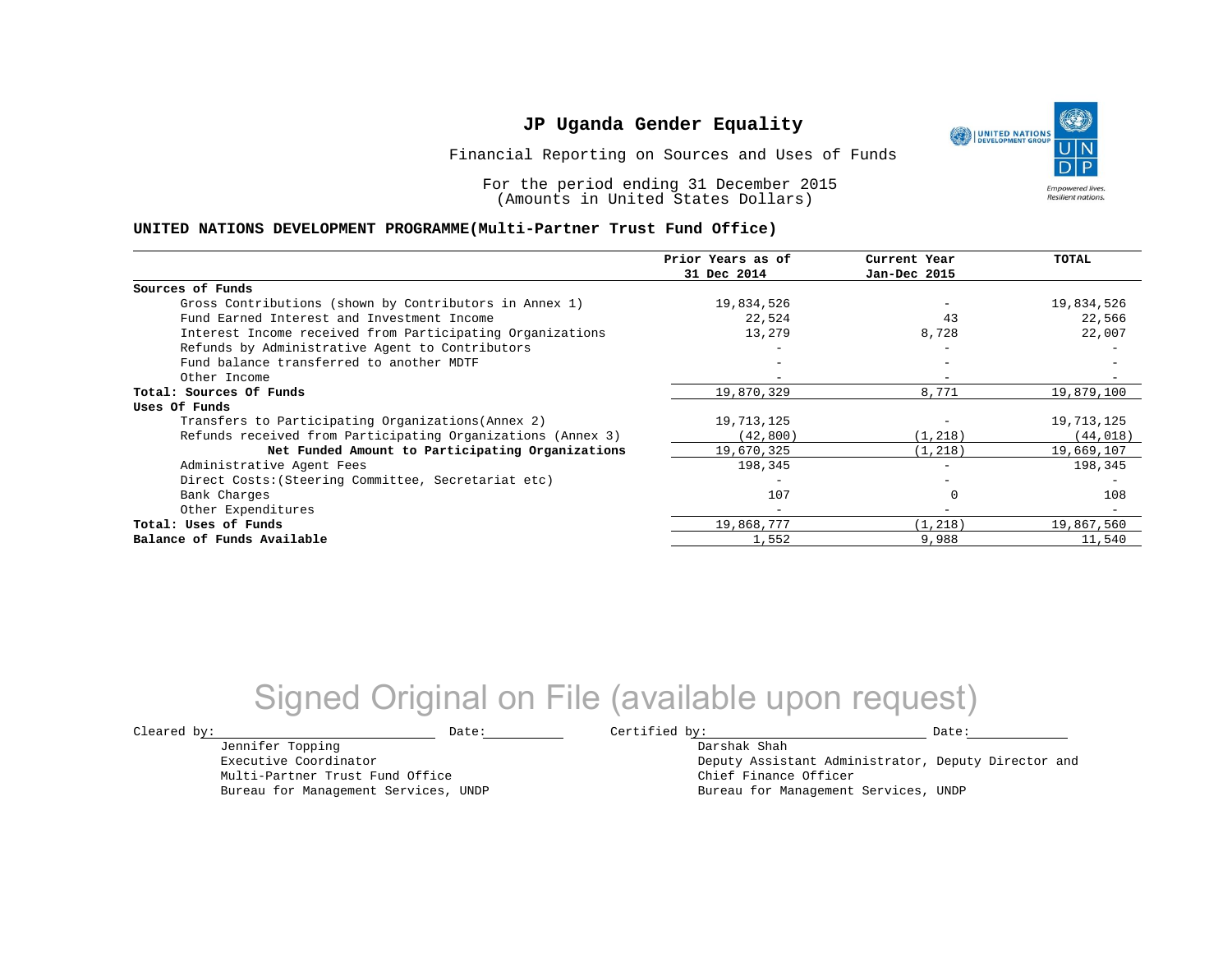# JP Uganda Gender Equality

Financial Reporting on Sources and Uses of Funds

For the period ending 31 December 2015
(Amounts in United States Dollars)

## UNITED NATIONS DEVELOPMENT PROGRAMME(Multi-Partner Trust Fund Office)

| | Prior Years as of 31 Dec 2014 | Current Year Jan-Dec 2015 | TOTAL |
|---|---|---|---|
| **Sources of Funds** | | | |
| Gross Contributions (shown by Contributors in Annex 1) | 19,834,526 | - | 19,834,526 |
| Fund Earned Interest and Investment Income | 22,524 | 43 | 22,566 |
| Interest Income received from Participating Organizations | 13,279 | 8,728 | 22,007 |
| Refunds by Administrative Agent to Contributors | - | - | - |
| Fund balance transferred to another MDTF | - | - | - |
| Other Income | - | - | - |
| **Total: Sources Of Funds** | 19,870,329 | 8,771 | 19,879,100 |
| **Uses Of Funds** | | | |
| Transfers to Participating Organizations(Annex 2) | 19,713,125 | - | 19,713,125 |
| Refunds received from Participating Organizations (Annex 3) | (42,800) | (1,218) | (44,018) |
| **Net Funded Amount to Participating Organizations** | 19,670,325 | (1,218) | 19,669,107 |
| Administrative Agent Fees | 198,345 | - | 198,345 |
| Direct Costs:(Steering Committee, Secretariat etc) | - | - | - |
| Bank Charges | 107 | 0 | 108 |
| Other Expenditures | - | - | - |
| **Total: Uses of Funds** | 19,868,777 | (1,218) | 19,867,560 |
| **Balance of Funds Available** | 1,552 | 9,988 | 11,540 |

Signed Original on File (available upon request)

Cleared by: ____________________ Date: __________

Jennifer Topping
Executive Coordinator
Multi-Partner Trust Fund Office
Bureau for Management Services, UNDP

Certified by: ____________________ Date: __________

Darshak Shah
Deputy Assistant Administrator, Deputy Director and Chief Finance Officer
Bureau for Management Services, UNDP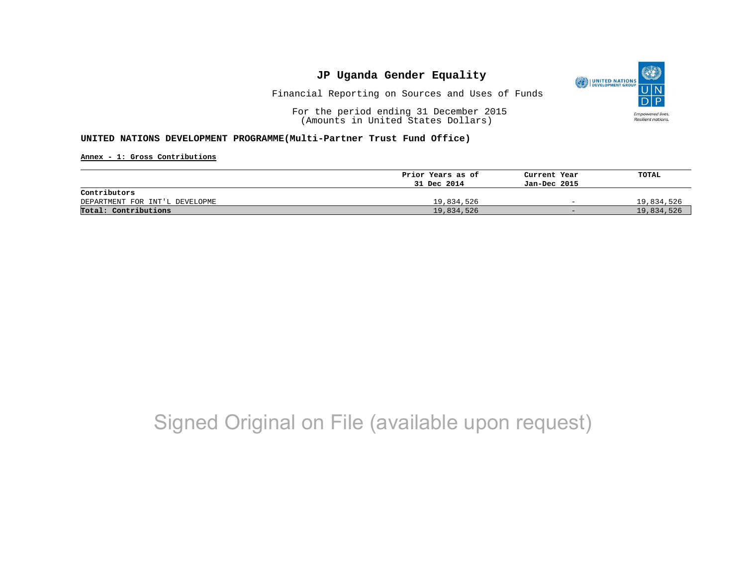# JP Uganda Gender Equality

Financial Reporting on Sources and Uses of Funds

For the period ending 31 December 2015
(Amounts in United States Dollars)

**UNITED NATIONS DEVELOPMENT PROGRAMME(Multi-Partner Trust Fund Office)**

**Annex - 1: Gross Contributions**

| | Prior Years as of 31 Dec 2014 | Current Year Jan-Dec 2015 | TOTAL |
|---|---|---|---|
| **Contributors** | | | |
| DEPARTMENT FOR INT'L DEVELOPME | 19,834,526 | - | 19,834,526 |
| **Total: Contributions** | 19,834,526 | - | 19,834,526 |

Signed Original on File (available upon request)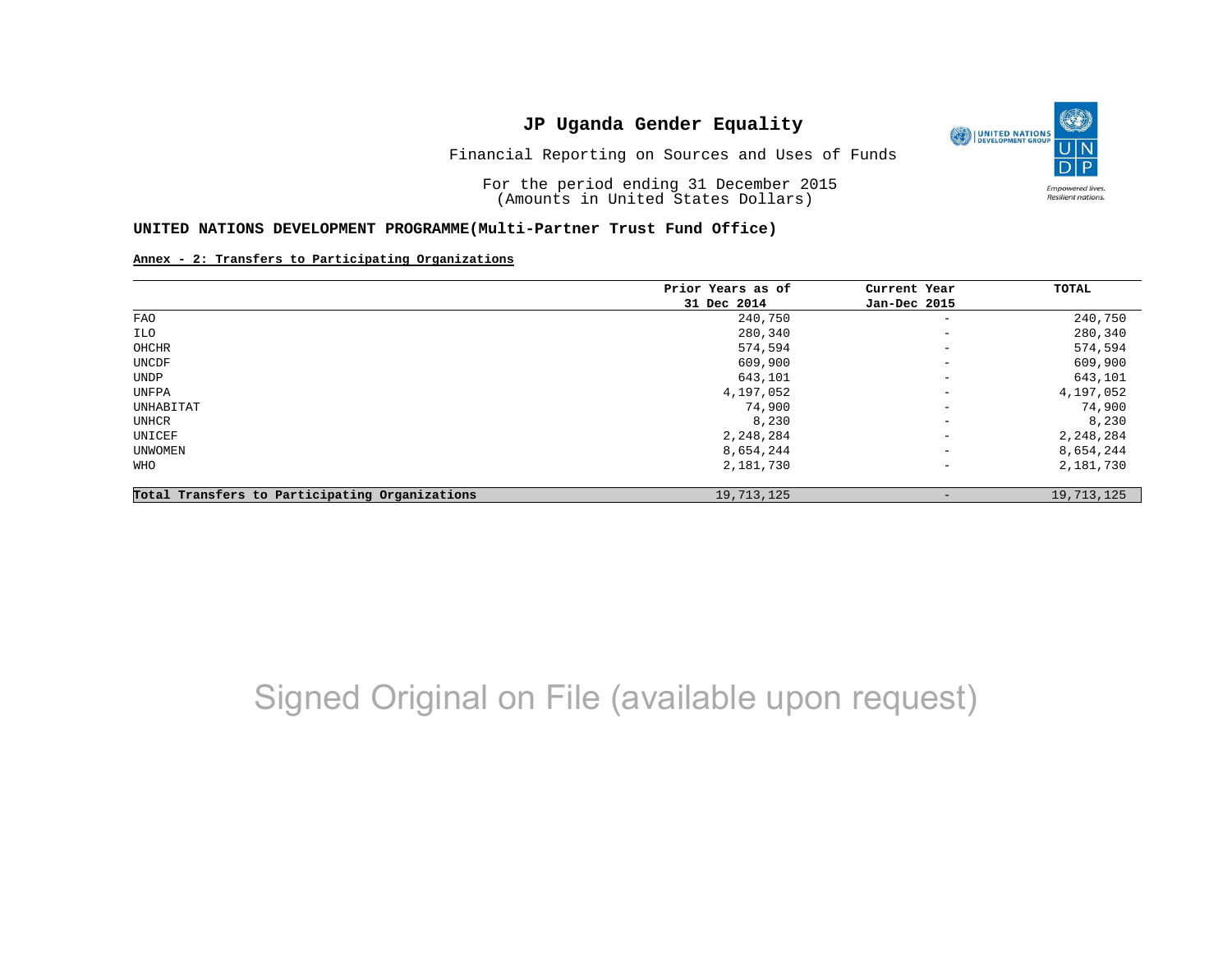# JP Uganda Gender Equality

Financial Reporting on Sources and Uses of Funds

For the period ending 31 December 2015
(Amounts in United States Dollars)

**UNITED NATIONS DEVELOPMENT PROGRAMME(Multi-Partner Trust Fund Office)**

**Annex - 2: Transfers to Participating Organizations**

| | Prior Years as of 31 Dec 2014 | Current Year Jan-Dec 2015 | TOTAL |
|---|---|---|---|
| FAO | 240,750 | - | 240,750 |
| ILO | 280,340 | - | 280,340 |
| OHCHR | 574,594 | - | 574,594 |
| UNCDF | 609,900 | - | 609,900 |
| UNDP | 643,101 | - | 643,101 |
| UNFPA | 4,197,052 | - | 4,197,052 |
| UNHABITAT | 74,900 | - | 74,900 |
| UNHCR | 8,230 | - | 8,230 |
| UNICEF | 2,248,284 | - | 2,248,284 |
| UNWOMEN | 8,654,244 | - | 8,654,244 |
| WHO | 2,181,730 | - | 2,181,730 |
| **Total Transfers to Participating Organizations** | 19,713,125 | - | 19,713,125 |

Signed Original on File (available upon request)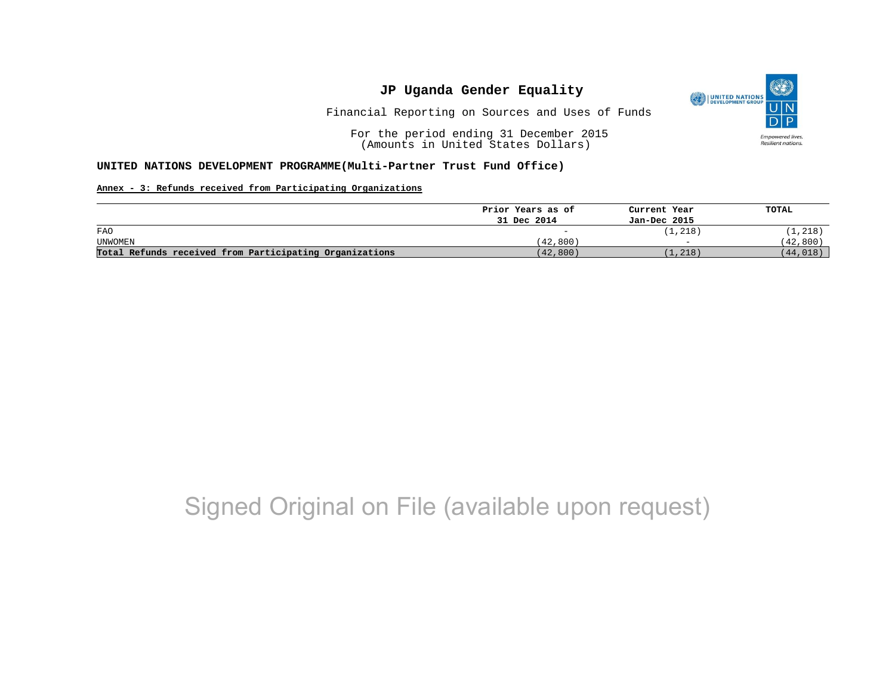# JP Uganda Gender Equality

Financial Reporting on Sources and Uses of Funds

For the period ending 31 December 2015
(Amounts in United States Dollars)

**UNITED NATIONS DEVELOPMENT PROGRAMME(Multi-Partner Trust Fund Office)**

**Annex - 3: Refunds received from Participating Organizations**

| | Prior Years as of 31 Dec 2014 | Current Year Jan-Dec 2015 | TOTAL |
|---|---|---|---|
| FAO | - | (1,218) | (1,218) |
| UNWOMEN | (42,800) | - | (42,800) |
| **Total Refunds received from Participating Organizations** | (42,800) | (1,218) | (44,018) |

Signed Original on File (available upon request)